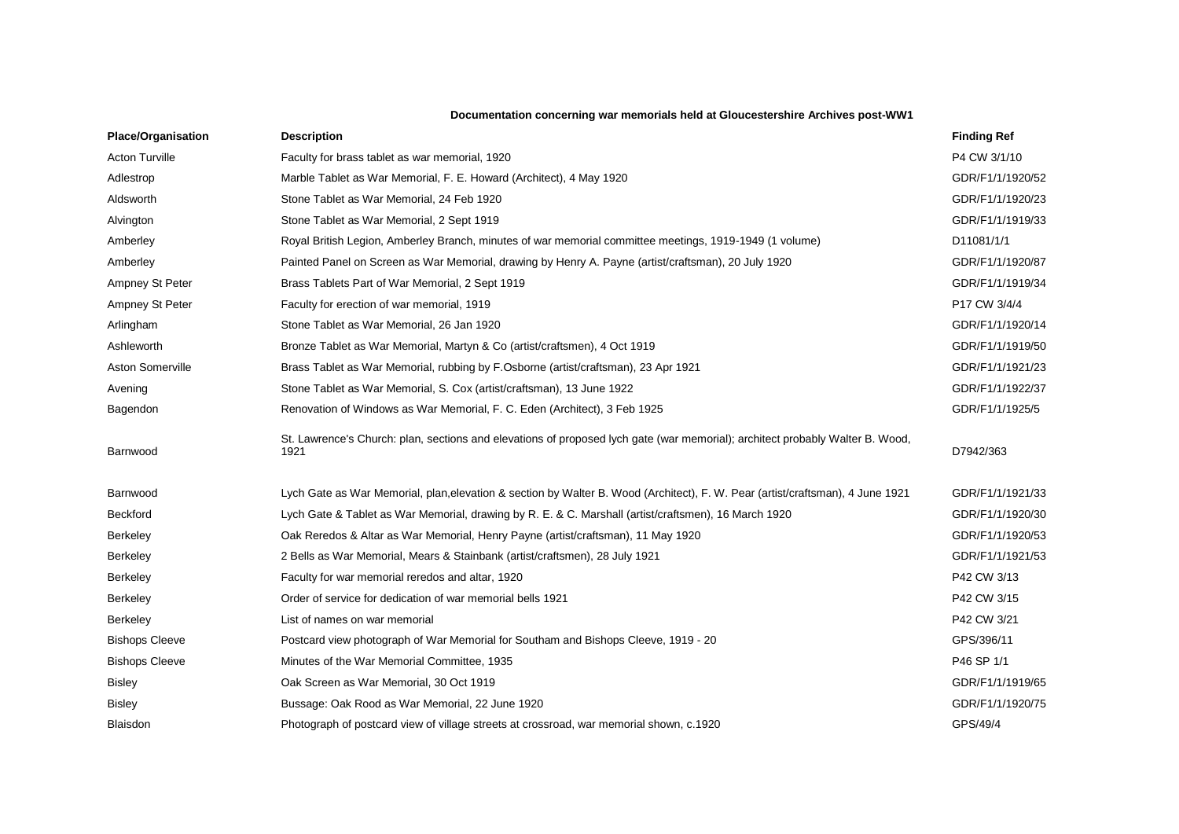**Documentation concerning war memorials held at Gloucestershire Archives post-WW1**

| Place/Organisation | Description | Finding Ref |
| --- | --- | --- |
| Acton Turville | Faculty for brass tablet as war memorial, 1920 | P4 CW 3/1/10 |
| Adlestrop | Marble Tablet as War Memorial, F. E. Howard (Architect), 4 May 1920 | GDR/F1/1/1920/52 |
| Aldsworth | Stone Tablet as War Memorial, 24 Feb 1920 | GDR/F1/1/1920/23 |
| Alvington | Stone Tablet as War Memorial, 2 Sept 1919 | GDR/F1/1/1919/33 |
| Amberley | Royal British Legion, Amberley Branch, minutes of war memorial committee meetings, 1919-1949 (1 volume) | D11081/1/1 |
| Amberley | Painted Panel on Screen as War Memorial, drawing by Henry A. Payne (artist/craftsman), 20 July 1920 | GDR/F1/1/1920/87 |
| Ampney St Peter | Brass Tablets Part of War Memorial, 2 Sept 1919 | GDR/F1/1/1919/34 |
| Ampney St Peter | Faculty for erection of war memorial, 1919 | P17 CW 3/4/4 |
| Arlingham | Stone Tablet as War Memorial, 26 Jan 1920 | GDR/F1/1/1920/14 |
| Ashleworth | Bronze Tablet as War Memorial, Martyn & Co (artist/craftsmen), 4 Oct 1919 | GDR/F1/1/1919/50 |
| Aston Somerville | Brass Tablet as War Memorial, rubbing by F.Osborne (artist/craftsman), 23 Apr 1921 | GDR/F1/1/1921/23 |
| Avening | Stone Tablet as War Memorial, S. Cox (artist/craftsman), 13 June 1922 | GDR/F1/1/1922/37 |
| Bagendon | Renovation of Windows as War Memorial, F. C. Eden (Architect), 3 Feb 1925 | GDR/F1/1/1925/5 |
| Barnwood | St. Lawrence's Church: plan, sections and elevations of proposed lych gate (war memorial); architect probably Walter B. Wood, 1921 | D7942/363 |
| Barnwood | Lych Gate as War Memorial, plan,elevation & section by Walter B. Wood (Architect), F. W. Pear (artist/craftsman), 4 June 1921 | GDR/F1/1/1921/33 |
| Beckford | Lych Gate & Tablet as War Memorial, drawing by R. E. & C. Marshall (artist/craftsmen), 16 March 1920 | GDR/F1/1/1920/30 |
| Berkeley | Oak Reredos & Altar as War Memorial, Henry Payne (artist/craftsman), 11 May 1920 | GDR/F1/1/1920/53 |
| Berkeley | 2 Bells as War Memorial, Mears & Stainbank (artist/craftsmen), 28 July 1921 | GDR/F1/1/1921/53 |
| Berkeley | Faculty for war memorial reredos and altar, 1920 | P42 CW 3/13 |
| Berkeley | Order of service for dedication of war memorial bells 1921 | P42 CW 3/15 |
| Berkeley | List of names on war memorial | P42 CW 3/21 |
| Bishops Cleeve | Postcard view photograph of War Memorial for Southam and Bishops Cleeve, 1919 - 20 | GPS/396/11 |
| Bishops Cleeve | Minutes of the War Memorial Committee, 1935 | P46 SP 1/1 |
| Bisley | Oak Screen as War Memorial, 30 Oct 1919 | GDR/F1/1/1919/65 |
| Bisley | Bussage: Oak Rood as War Memorial, 22 June 1920 | GDR/F1/1/1920/75 |
| Blaisdon | Photograph of postcard view of village streets at crossroad, war memorial shown, c.1920 | GPS/49/4 |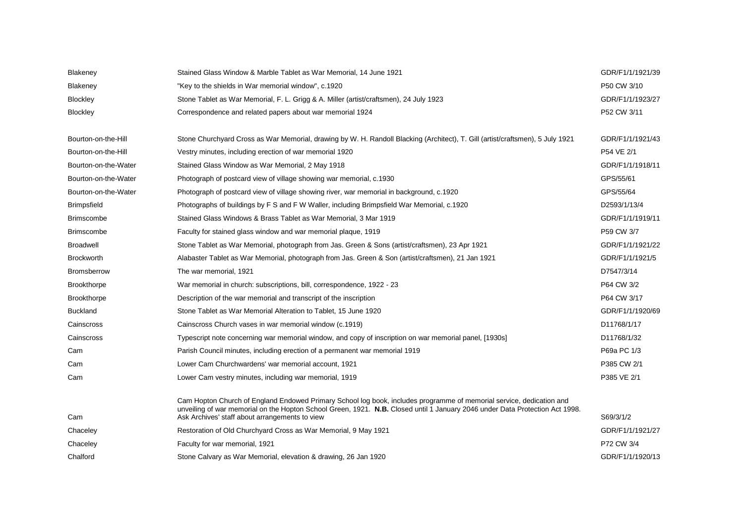| | | |
|---|---|---|
| Blakeney | Stained Glass Window & Marble Tablet as War Memorial, 14 June 1921 | GDR/F1/1/1921/39 |
| Blakeney | "Key to the shields in War memorial window", c.1920 | P50 CW 3/10 |
| Blockley | Stone Tablet as War Memorial, F. L. Grigg & A. Miller (artist/craftsmen), 24 July 1923 | GDR/F1/1/1923/27 |
| Blockley | Correspondence and related papers about war memorial 1924 | P52 CW 3/11 |
| Bourton-on-the-Hill | Stone Churchyard Cross as War Memorial, drawing by W. H. Randoll Blacking (Architect), T. Gill (artist/craftsmen), 5 July 1921 | GDR/F1/1/1921/43 |
| Bourton-on-the-Hill | Vestry minutes, including erection of war memorial 1920 | P54 VE 2/1 |
| Bourton-on-the-Water | Stained Glass Window as War Memorial, 2 May 1918 | GDR/F1/1/1918/11 |
| Bourton-on-the-Water | Photograph of postcard view of village showing war memorial, c.1930 | GPS/55/61 |
| Bourton-on-the-Water | Photograph of postcard view of village showing river, war memorial in background, c.1920 | GPS/55/64 |
| Brimpsfield | Photographs of buildings by F S and F W Waller, including Brimpsfield War Memorial, c.1920 | D2593/1/13/4 |
| Brimscombe | Stained Glass Windows & Brass Tablet as War Memorial, 3 Mar 1919 | GDR/F1/1/1919/11 |
| Brimscombe | Faculty for stained glass window and war memorial plaque, 1919 | P59 CW 3/7 |
| Broadwell | Stone Tablet as War Memorial, photograph from Jas. Green & Sons (artist/craftsmen), 23 Apr 1921 | GDR/F1/1/1921/22 |
| Brockworth | Alabaster Tablet as War Memorial, photograph from Jas. Green & Son (artist/craftsmen), 21 Jan 1921 | GDR/F1/1/1921/5 |
| Bromsberrow | The war memorial, 1921 | D7547/3/14 |
| Brookthorpe | War memorial in church: subscriptions, bill, correspondence, 1922 - 23 | P64 CW 3/2 |
| Brookthorpe | Description of the war memorial and transcript of the inscription | P64 CW 3/17 |
| Buckland | Stone Tablet as War Memorial Alteration to Tablet, 15 June 1920 | GDR/F1/1/1920/69 |
| Cainscross | Cainscross Church vases in war memorial window (c.1919) | D11768/1/17 |
| Cainscross | Typescript note concerning war memorial window, and copy of inscription on war memorial panel, [1930s] | D11768/1/32 |
| Cam | Parish Council minutes, including erection of a permanent war memorial 1919 | P69a PC 1/3 |
| Cam | Lower Cam Churchwardens' war memorial account, 1921 | P385 CW 2/1 |
| Cam | Lower Cam vestry minutes, including war memorial, 1919 | P385 VE 2/1 |
| Cam | Cam Hopton Church of England Endowed Primary School log book, includes programme of memorial service, dedication and unveiling of war memorial on the Hopton School Green, 1921. **N.B.** Closed until 1 January 2046 under Data Protection Act 1998. Ask Archives' staff about arrangements to view | S69/3/1/2 |
| Chaceley | Restoration of Old Churchyard Cross as War Memorial, 9 May 1921 | GDR/F1/1/1921/27 |
| Chaceley | Faculty for war memorial, 1921 | P72 CW 3/4 |
| Chalford | Stone Calvary as War Memorial, elevation & drawing, 26 Jan 1920 | GDR/F1/1/1920/13 |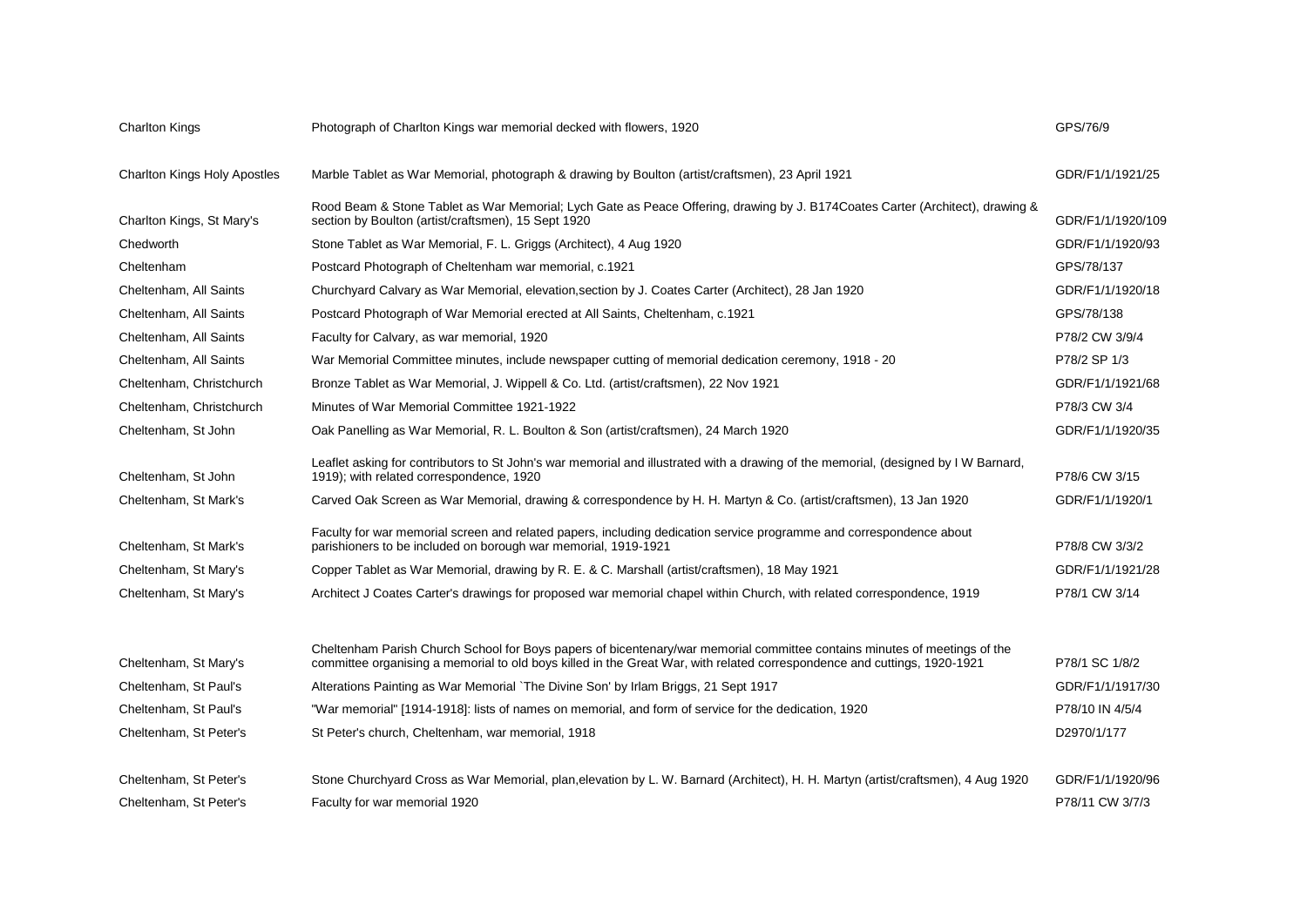| | | |
|---|---|---|
| Charlton Kings | Photograph of Charlton Kings war memorial decked with flowers, 1920 | GPS/76/9 |
| Charlton Kings Holy Apostles | Marble Tablet as War Memorial, photograph & drawing by Boulton (artist/craftsmen), 23 April 1921 | GDR/F1/1/1921/25 |
| Charlton Kings, St Mary's | Rood Beam & Stone Tablet as War Memorial; Lych Gate as Peace Offering, drawing by J. B174Coates Carter (Architect), drawing & section by Boulton (artist/craftsmen), 15 Sept 1920 | GDR/F1/1/1920/109 |
| Chedworth | Stone Tablet as War Memorial, F. L. Griggs (Architect), 4 Aug 1920 | GDR/F1/1/1920/93 |
| Cheltenham | Postcard Photograph of Cheltenham war memorial, c.1921 | GPS/78/137 |
| Cheltenham, All Saints | Churchyard Calvary as War Memorial, elevation,section by J. Coates Carter (Architect), 28 Jan 1920 | GDR/F1/1/1920/18 |
| Cheltenham, All Saints | Postcard Photograph of War Memorial erected at All Saints, Cheltenham, c.1921 | GPS/78/138 |
| Cheltenham, All Saints | Faculty for Calvary, as war memorial, 1920 | P78/2 CW 3/9/4 |
| Cheltenham, All Saints | War Memorial Committee minutes, include newspaper cutting of memorial dedication ceremony, 1918 - 20 | P78/2 SP 1/3 |
| Cheltenham, Christchurch | Bronze Tablet as War Memorial, J. Wippell & Co. Ltd. (artist/craftsmen), 22 Nov 1921 | GDR/F1/1/1921/68 |
| Cheltenham, Christchurch | Minutes of War Memorial Committee 1921-1922 | P78/3 CW 3/4 |
| Cheltenham, St John | Oak Panelling as War Memorial, R. L. Boulton & Son (artist/craftsmen), 24 March 1920 | GDR/F1/1/1920/35 |
| Cheltenham, St John | Leaflet asking for contributors to St John's war memorial and illustrated with a drawing of the memorial, (designed by I W Barnard, 1919); with related correspondence, 1920 | P78/6 CW 3/15 |
| Cheltenham, St Mark's | Carved Oak Screen as War Memorial, drawing & correspondence by H. H. Martyn & Co. (artist/craftsmen), 13 Jan 1920 | GDR/F1/1/1920/1 |
| Cheltenham, St Mark's | Faculty for war memorial screen and related papers, including dedication service programme and correspondence about parishioners to be included on borough war memorial, 1919-1921 | P78/8 CW 3/3/2 |
| Cheltenham, St Mary's | Copper Tablet as War Memorial, drawing by R. E. & C. Marshall (artist/craftsmen), 18 May 1921 | GDR/F1/1/1921/28 |
| Cheltenham, St Mary's | Architect J Coates Carter's drawings for proposed war memorial chapel within Church, with related correspondence, 1919 | P78/1 CW 3/14 |
| Cheltenham, St Mary's | Cheltenham Parish Church School for Boys papers of bicentenary/war memorial committee contains minutes of meetings of the committee organising a memorial to old boys killed in the Great War, with related correspondence and cuttings, 1920-1921 | P78/1 SC 1/8/2 |
| Cheltenham, St Paul's | Alterations Painting as War Memorial `The Divine Son' by Irlam Briggs, 21 Sept 1917 | GDR/F1/1/1917/30 |
| Cheltenham, St Paul's | "War memorial" [1914-1918]: lists of names on memorial, and form of service for the dedication, 1920 | P78/10 IN 4/5/4 |
| Cheltenham, St Peter's | St Peter's church, Cheltenham, war memorial, 1918 | D2970/1/177 |
| Cheltenham, St Peter's | Stone Churchyard Cross as War Memorial, plan,elevation by L. W. Barnard (Architect), H. H. Martyn (artist/craftsmen), 4 Aug 1920 | GDR/F1/1/1920/96 |
| Cheltenham, St Peter's | Faculty for war memorial 1920 | P78/11 CW 3/7/3 |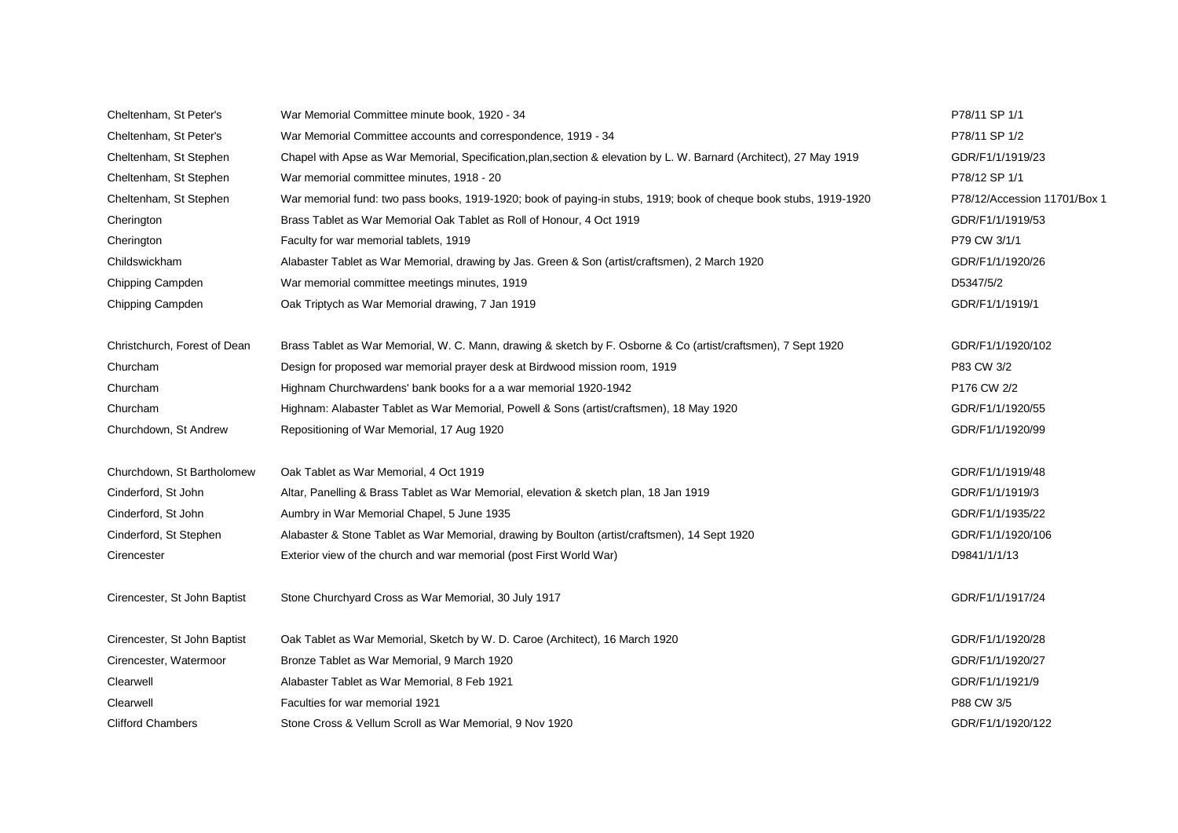| | | |
|---|---|---|
| Cheltenham, St Peter's | War Memorial Committee minute book, 1920 - 34 | P78/11 SP 1/1 |
| Cheltenham, St Peter's | War Memorial Committee accounts and correspondence, 1919 - 34 | P78/11 SP 1/2 |
| Cheltenham, St Stephen | Chapel with Apse as War Memorial, Specification,plan,section & elevation by L. W. Barnard (Architect), 27 May 1919 | GDR/F1/1/1919/23 |
| Cheltenham, St Stephen | War memorial committee minutes, 1918 - 20 | P78/12 SP 1/1 |
| Cheltenham, St Stephen | War memorial fund: two pass books, 1919-1920; book of paying-in stubs, 1919; book of cheque book stubs, 1919-1920 | P78/12/Accession 11701/Box 1 |
| Cherington | Brass Tablet as War Memorial Oak Tablet as Roll of Honour, 4 Oct 1919 | GDR/F1/1/1919/53 |
| Cherington | Faculty for war memorial tablets, 1919 | P79 CW 3/1/1 |
| Childswickham | Alabaster Tablet as War Memorial, drawing by Jas. Green & Son (artist/craftsmen), 2 March 1920 | GDR/F1/1/1920/26 |
| Chipping Campden | War memorial committee meetings minutes, 1919 | D5347/5/2 |
| Chipping Campden | Oak Triptych as War Memorial drawing, 7 Jan 1919 | GDR/F1/1/1919/1 |
| Christchurch, Forest of Dean | Brass Tablet as War Memorial, W. C. Mann, drawing & sketch by F. Osborne & Co (artist/craftsmen), 7 Sept 1920 | GDR/F1/1/1920/102 |
| Churcham | Design for proposed war memorial prayer desk at Birdwood mission room, 1919 | P83 CW 3/2 |
| Churcham | Highnam Churchwardens' bank books for a a war memorial 1920-1942 | P176 CW 2/2 |
| Churcham | Highnam: Alabaster Tablet as War Memorial, Powell & Sons (artist/craftsmen), 18 May 1920 | GDR/F1/1/1920/55 |
| Churchdown, St Andrew | Repositioning of War Memorial, 17 Aug 1920 | GDR/F1/1/1920/99 |
| Churchdown, St Bartholomew | Oak Tablet as War Memorial, 4 Oct 1919 | GDR/F1/1/1919/48 |
| Cinderford, St John | Altar, Panelling & Brass Tablet as War Memorial, elevation & sketch plan, 18 Jan 1919 | GDR/F1/1/1919/3 |
| Cinderford, St John | Aumbry in War Memorial Chapel, 5 June 1935 | GDR/F1/1/1935/22 |
| Cinderford, St Stephen | Alabaster & Stone Tablet as War Memorial, drawing by Boulton (artist/craftsmen), 14 Sept 1920 | GDR/F1/1/1920/106 |
| Cirencester | Exterior view of the church and war memorial (post First World War) | D9841/1/1/13 |
| Cirencester, St John Baptist | Stone Churchyard Cross as War Memorial, 30 July 1917 | GDR/F1/1/1917/24 |
| Cirencester, St John Baptist | Oak Tablet as War Memorial, Sketch by W. D. Caroe (Architect), 16 March 1920 | GDR/F1/1/1920/28 |
| Cirencester, Watermoor | Bronze Tablet as War Memorial, 9 March 1920 | GDR/F1/1/1920/27 |
| Clearwell | Alabaster Tablet as War Memorial, 8 Feb 1921 | GDR/F1/1/1921/9 |
| Clearwell | Faculties for war memorial 1921 | P88 CW 3/5 |
| Clifford Chambers | Stone Cross & Vellum Scroll as War Memorial, 9 Nov 1920 | GDR/F1/1/1920/122 |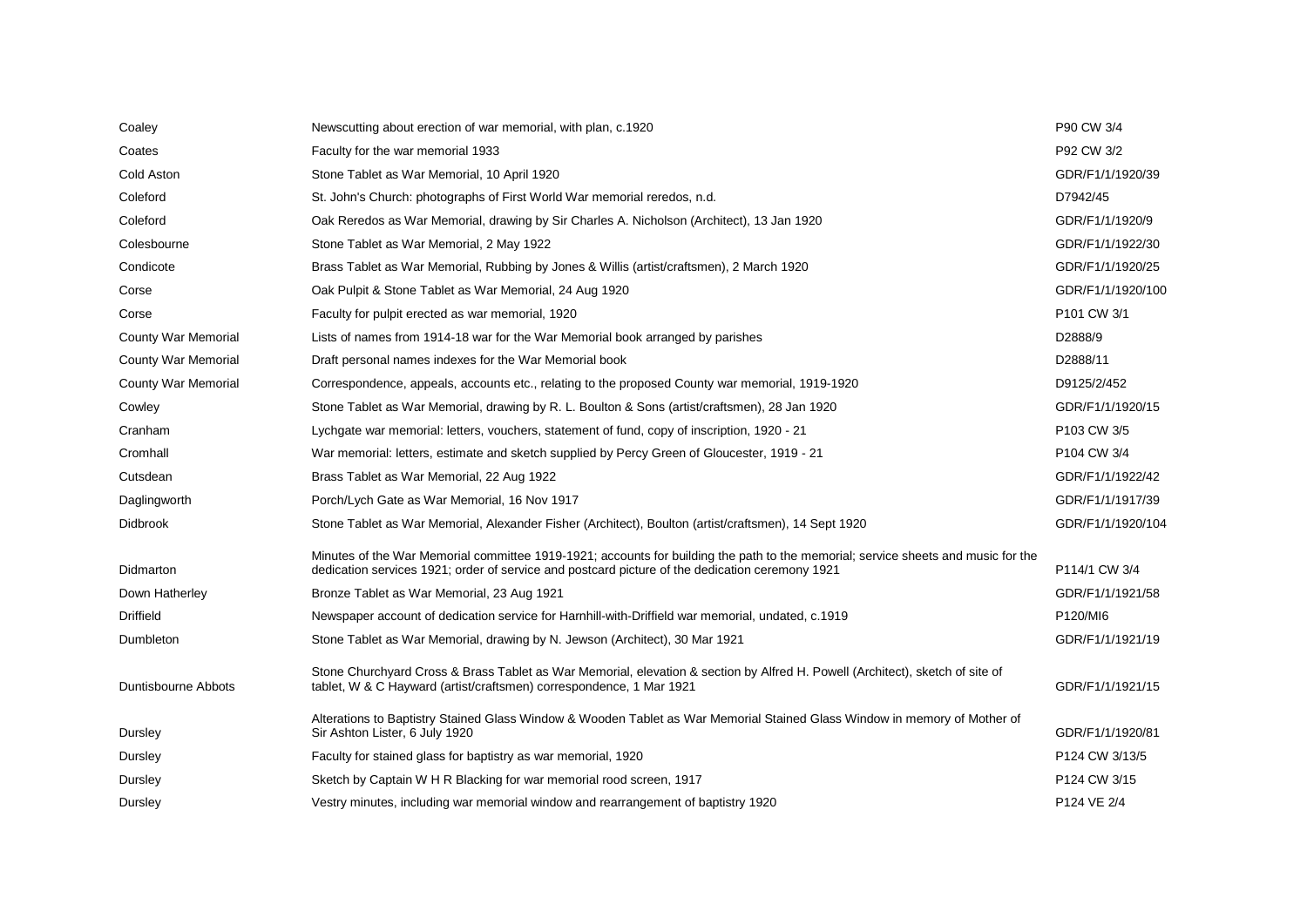| | | |
|---|---|---|
| Coaley | Newscutting about erection of war memorial, with plan, c.1920 | P90 CW 3/4 |
| Coates | Faculty for the war memorial 1933 | P92 CW 3/2 |
| Cold Aston | Stone Tablet as War Memorial, 10 April 1920 | GDR/F1/1/1920/39 |
| Coleford | St. John's Church: photographs of First World War memorial reredos, n.d. | D7942/45 |
| Coleford | Oak Reredos as War Memorial, drawing by Sir Charles A. Nicholson (Architect), 13 Jan 1920 | GDR/F1/1/1920/9 |
| Colesbourne | Stone Tablet as War Memorial, 2 May 1922 | GDR/F1/1/1922/30 |
| Condicote | Brass Tablet as War Memorial, Rubbing by Jones & Willis (artist/craftsmen), 2 March 1920 | GDR/F1/1/1920/25 |
| Corse | Oak Pulpit & Stone Tablet as War Memorial, 24 Aug 1920 | GDR/F1/1/1920/100 |
| Corse | Faculty for pulpit erected as war memorial, 1920 | P101 CW 3/1 |
| County War Memorial | Lists of names from 1914-18 war for the War Memorial book arranged by parishes | D2888/9 |
| County War Memorial | Draft personal names indexes for the War Memorial book | D2888/11 |
| County War Memorial | Correspondence, appeals, accounts etc., relating to the proposed County war memorial, 1919-1920 | D9125/2/452 |
| Cowley | Stone Tablet as War Memorial, drawing by R. L. Boulton & Sons (artist/craftsmen), 28 Jan 1920 | GDR/F1/1/1920/15 |
| Cranham | Lychgate war memorial: letters, vouchers, statement of fund, copy of inscription, 1920 - 21 | P103 CW 3/5 |
| Cromhall | War memorial: letters, estimate and sketch supplied by Percy Green of Gloucester, 1919 - 21 | P104 CW 3/4 |
| Cutsdean | Brass Tablet as War Memorial, 22 Aug 1922 | GDR/F1/1/1922/42 |
| Daglingworth | Porch/Lych Gate as War Memorial, 16 Nov 1917 | GDR/F1/1/1917/39 |
| Didbrook | Stone Tablet as War Memorial, Alexander Fisher (Architect), Boulton (artist/craftsmen), 14 Sept 1920 | GDR/F1/1/1920/104 |
| Didmarton | Minutes of the War Memorial committee 1919-1921; accounts for building the path to the memorial; service sheets and music for the dedication services 1921; order of service and postcard picture of the dedication ceremony 1921 | P114/1 CW 3/4 |
| Down Hatherley | Bronze Tablet as War Memorial, 23 Aug 1921 | GDR/F1/1/1921/58 |
| Driffield | Newspaper account of dedication service for Harnhill-with-Driffield war memorial, undated, c.1919 | P120/MI6 |
| Dumbleton | Stone Tablet as War Memorial, drawing by N. Jewson (Architect), 30 Mar 1921 | GDR/F1/1/1921/19 |
| Duntisbourne Abbots | Stone Churchyard Cross & Brass Tablet as War Memorial, elevation & section by Alfred H. Powell (Architect), sketch of site of tablet, W & C Hayward (artist/craftsmen) correspondence, 1 Mar 1921 | GDR/F1/1/1921/15 |
| Dursley | Alterations to Baptistry Stained Glass Window & Wooden Tablet as War Memorial Stained Glass Window in memory of Mother of Sir Ashton Lister, 6 July 1920 | GDR/F1/1/1920/81 |
| Dursley | Faculty for stained glass for baptistry as war memorial, 1920 | P124 CW 3/13/5 |
| Dursley | Sketch by Captain W H R Blacking for war memorial rood screen, 1917 | P124 CW 3/15 |
| Dursley | Vestry minutes, including war memorial window and rearrangement of baptistry 1920 | P124 VE 2/4 |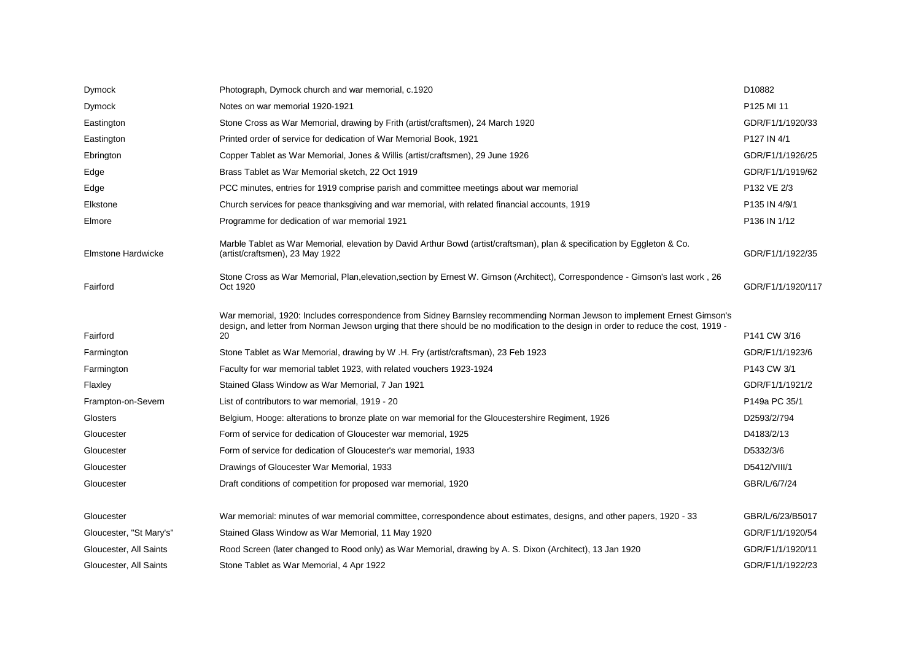| | | |
|---|---|---|
| Dymock | Photograph, Dymock church and war memorial, c.1920 | D10882 |
| Dymock | Notes on war memorial 1920-1921 | P125 MI 11 |
| Eastington | Stone Cross as War Memorial, drawing by Frith (artist/craftsmen), 24 March 1920 | GDR/F1/1/1920/33 |
| Eastington | Printed order of service for dedication of War Memorial Book, 1921 | P127 IN 4/1 |
| Ebrington | Copper Tablet as War Memorial, Jones & Willis (artist/craftsmen), 29 June 1926 | GDR/F1/1/1926/25 |
| Edge | Brass Tablet as War Memorial sketch, 22 Oct 1919 | GDR/F1/1/1919/62 |
| Edge | PCC minutes, entries for 1919 comprise parish and committee meetings about war memorial | P132 VE 2/3 |
| Elkstone | Church services for peace thanksgiving and war memorial, with related financial accounts, 1919 | P135 IN 4/9/1 |
| Elmore | Programme for dedication of war memorial 1921 | P136 IN 1/12 |
| Elmstone Hardwicke | Marble Tablet as War Memorial, elevation by David Arthur Bowd (artist/craftsman), plan & specification by Eggleton & Co. (artist/craftsmen), 23 May 1922 | GDR/F1/1/1922/35 |
| Fairford | Stone Cross as War Memorial, Plan,elevation,section by Ernest W. Gimson (Architect), Correspondence - Gimson's last work , 26 Oct 1920 | GDR/F1/1/1920/117 |
| Fairford | War memorial, 1920: Includes correspondence from Sidney Barnsley recommending Norman Jewson to implement Ernest Gimson's design, and letter from Norman Jewson urging that there should be no modification to the design in order to reduce the cost, 1919 - 20 | P141 CW 3/16 |
| Farmington | Stone Tablet as War Memorial, drawing by W .H. Fry (artist/craftsman), 23 Feb 1923 | GDR/F1/1/1923/6 |
| Farmington | Faculty for war memorial tablet 1923, with related vouchers 1923-1924 | P143 CW 3/1 |
| Flaxley | Stained Glass Window as War Memorial, 7 Jan 1921 | GDR/F1/1/1921/2 |
| Frampton-on-Severn | List of contributors to war memorial, 1919 - 20 | P149a PC 35/1 |
| Glosters | Belgium, Hooge: alterations to bronze plate on war memorial for the Gloucestershire Regiment, 1926 | D2593/2/794 |
| Gloucester | Form of service for dedication of Gloucester war memorial, 1925 | D4183/2/13 |
| Gloucester | Form of service for dedication of Gloucester's war memorial, 1933 | D5332/3/6 |
| Gloucester | Drawings of Gloucester War Memorial, 1933 | D5412/VIII/1 |
| Gloucester | Draft conditions of competition for proposed war memorial, 1920 | GBR/L/6/7/24 |
| Gloucester | War memorial: minutes of war memorial committee, correspondence about estimates, designs, and other papers, 1920 - 33 | GBR/L/6/23/B5017 |
| Gloucester, "St Mary's" | Stained Glass Window as War Memorial, 11 May 1920 | GDR/F1/1/1920/54 |
| Gloucester, All Saints | Rood Screen (later changed to Rood only) as War Memorial, drawing by A. S. Dixon (Architect), 13 Jan 1920 | GDR/F1/1/1920/11 |
| Gloucester, All Saints | Stone Tablet as War Memorial, 4 Apr 1922 | GDR/F1/1/1922/23 |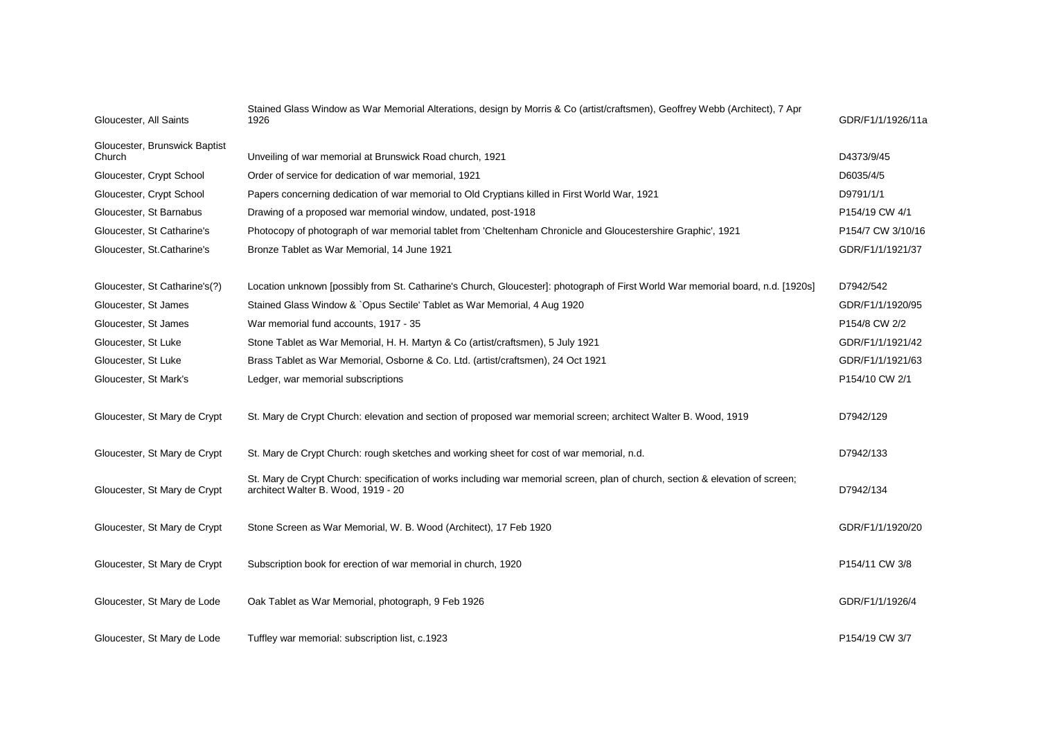| | | |
|---|---|---|
| Gloucester, All Saints | Stained Glass Window as War Memorial Alterations, design by Morris & Co (artist/craftsmen), Geoffrey Webb (Architect), 7 Apr 1926 | GDR/F1/1/1926/11a |
| Gloucester, Brunswick Baptist Church | Unveiling of war memorial at Brunswick Road church, 1921 | D4373/9/45 |
| Gloucester, Crypt School | Order of service for dedication of war memorial, 1921 | D6035/4/5 |
| Gloucester, Crypt School | Papers concerning dedication of war memorial to Old Cryptians killed in First World War, 1921 | D9791/1/1 |
| Gloucester, St Barnabus | Drawing of a proposed war memorial window, undated, post-1918 | P154/19 CW 4/1 |
| Gloucester, St Catharine's | Photocopy of photograph of war memorial tablet from 'Cheltenham Chronicle and Gloucestershire Graphic', 1921 | P154/7 CW 3/10/16 |
| Gloucester, St.Catharine's | Bronze Tablet as War Memorial, 14 June 1921 | GDR/F1/1/1921/37 |
| Gloucester, St Catharine's(?) | Location unknown [possibly from St. Catharine's Church, Gloucester]: photograph of First World War memorial board, n.d. [1920s] | D7942/542 |
| Gloucester, St James | Stained Glass Window & `Opus Sectile' Tablet as War Memorial, 4 Aug 1920 | GDR/F1/1/1920/95 |
| Gloucester, St James | War memorial fund accounts, 1917 - 35 | P154/8 CW 2/2 |
| Gloucester, St Luke | Stone Tablet as War Memorial, H. H. Martyn & Co (artist/craftsmen), 5 July 1921 | GDR/F1/1/1921/42 |
| Gloucester, St Luke | Brass Tablet as War Memorial, Osborne & Co. Ltd. (artist/craftsmen), 24 Oct 1921 | GDR/F1/1/1921/63 |
| Gloucester, St Mark's | Ledger, war memorial subscriptions | P154/10 CW 2/1 |
| Gloucester, St Mary de Crypt | St. Mary de Crypt Church: elevation and section of proposed war memorial screen; architect Walter B. Wood, 1919 | D7942/129 |
| Gloucester, St Mary de Crypt | St. Mary de Crypt Church: rough sketches and working sheet for cost of war memorial, n.d. | D7942/133 |
| Gloucester, St Mary de Crypt | St. Mary de Crypt Church: specification of works including war memorial screen, plan of church, section & elevation of screen; architect Walter B. Wood, 1919 - 20 | D7942/134 |
| Gloucester, St Mary de Crypt | Stone Screen as War Memorial, W. B. Wood (Architect), 17 Feb 1920 | GDR/F1/1/1920/20 |
| Gloucester, St Mary de Crypt | Subscription book for erection of war memorial in church, 1920 | P154/11 CW 3/8 |
| Gloucester, St Mary de Lode | Oak Tablet as War Memorial, photograph, 9 Feb 1926 | GDR/F1/1/1926/4 |
| Gloucester, St Mary de Lode | Tuffley war memorial: subscription list, c.1923 | P154/19 CW 3/7 |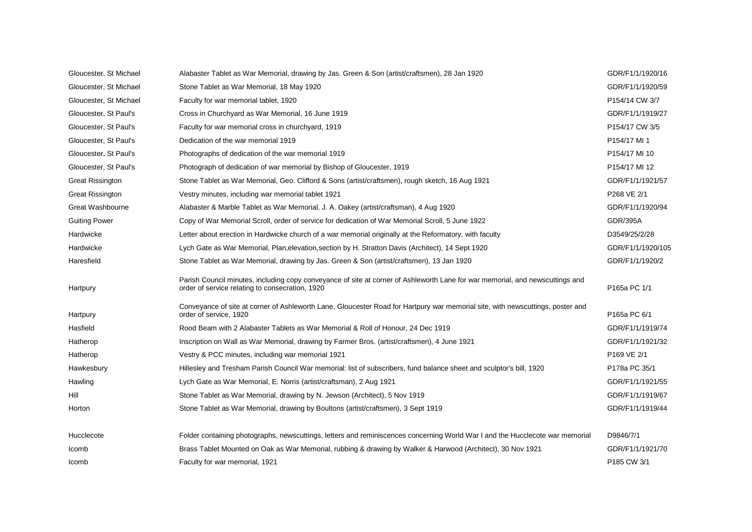| | | |
|---|---|---|
| Gloucester, St Michael | Alabaster Tablet as War Memorial, drawing by Jas. Green & Son (artist/craftsmen), 28 Jan 1920 | GDR/F1/1/1920/16 |
| Gloucester, St Michael | Stone Tablet as War Memorial, 18 May 1920 | GDR/F1/1/1920/59 |
| Gloucester, St Michael | Faculty for war memorial tablet, 1920 | P154/14 CW 3/7 |
| Gloucester, St Paul's | Cross in Churchyard as War Memorial, 16 June 1919 | GDR/F1/1/1919/27 |
| Gloucester, St Paul's | Faculty for war memorial cross in churchyard, 1919 | P154/17 CW 3/5 |
| Gloucester, St Paul's | Dedication of the war memorial 1919 | P154/17 MI 1 |
| Gloucester, St Paul's | Photographs of dedication of the war memorial 1919 | P154/17 MI 10 |
| Gloucester, St Paul's | Photograph of dedication of war memorial by Bishop of Gloucester, 1919 | P154/17 MI 12 |
| Great Rissington | Stone Tablet as War Memorial, Geo. Clifford & Sons (artist/craftsmen), rough sketch, 16 Aug 1921 | GDR/F1/1/1921/57 |
| Great Rissington | Vestry minutes, including war memorial tablet 1921 | P268 VE 2/1 |
| Great Washbourne | Alabaster & Marble Tablet as War Memorial, J. A. Oakey (artist/craftsman), 4 Aug 1920 | GDR/F1/1/1920/94 |
| Guiting Power | Copy of War Memorial Scroll, order of service for dedication of War Memorial Scroll, 5 June 1922 | GDR/395A |
| Hardwicke | Letter about erection in Hardwicke church of a war memorial originally at the Reformatory, with faculty | D3549/25/2/28 |
| Hardwicke | Lych Gate as War Memorial, Plan,elevation,section by H. Stratton Davis (Architect), 14 Sept 1920 | GDR/F1/1/1920/105 |
| Haresfield | Stone Tablet as War Memorial, drawing by Jas. Green & Son (artist/craftsmen), 13 Jan 1920 | GDR/F1/1/1920/2 |
| Hartpury | Parish Council minutes, including copy conveyance of site at corner of Ashleworth Lane for war memorial, and newscuttings and order of service relating to consecration, 1920 | P165a PC 1/1 |
| Hartpury | Conveyance of site at corner of Ashleworth Lane, Gloucester Road for Hartpury war memorial site, with newscuttings, poster and order of service, 1920 | P165a PC 6/1 |
| Hasfield | Rood Beam with 2 Alabaster Tablets as War Memorial & Roll of Honour, 24 Dec 1919 | GDR/F1/1/1919/74 |
| Hatherop | Inscription on Wall as War Memorial, drawing by Farmer Bros. (artist/craftsmen), 4 June 1921 | GDR/F1/1/1921/32 |
| Hatherop | Vestry & PCC minutes, including war memorial 1921 | P169 VE 2/1 |
| Hawkesbury | Hillesley and Tresham Parish Council War memorial: list of subscribers, fund balance sheet and sculptor's bill, 1920 | P178a PC 35/1 |
| Hawling | Lych Gate as War Memorial, E. Norris (artist/craftsman), 2 Aug 1921 | GDR/F1/1/1921/55 |
| Hill | Stone Tablet as War Memorial, drawing by N. Jewson (Architect), 5 Nov 1919 | GDR/F1/1/1919/67 |
| Horton | Stone Tablet as War Memorial, drawing by Boultons (artist/craftsmen), 3 Sept 1919 | GDR/F1/1/1919/44 |
| Hucclecote | Folder containing photographs, newscuttings, letters and reminiscences concerning World War I and the Hucclecote war memorial | D9846/7/1 |
| Icomb | Brass Tablet Mounted on Oak as War Memorial, rubbing & drawing by Walker & Harwood (Architect), 30 Nov 1921 | GDR/F1/1/1921/70 |
| Icomb | Faculty for war memorial, 1921 | P185 CW 3/1 |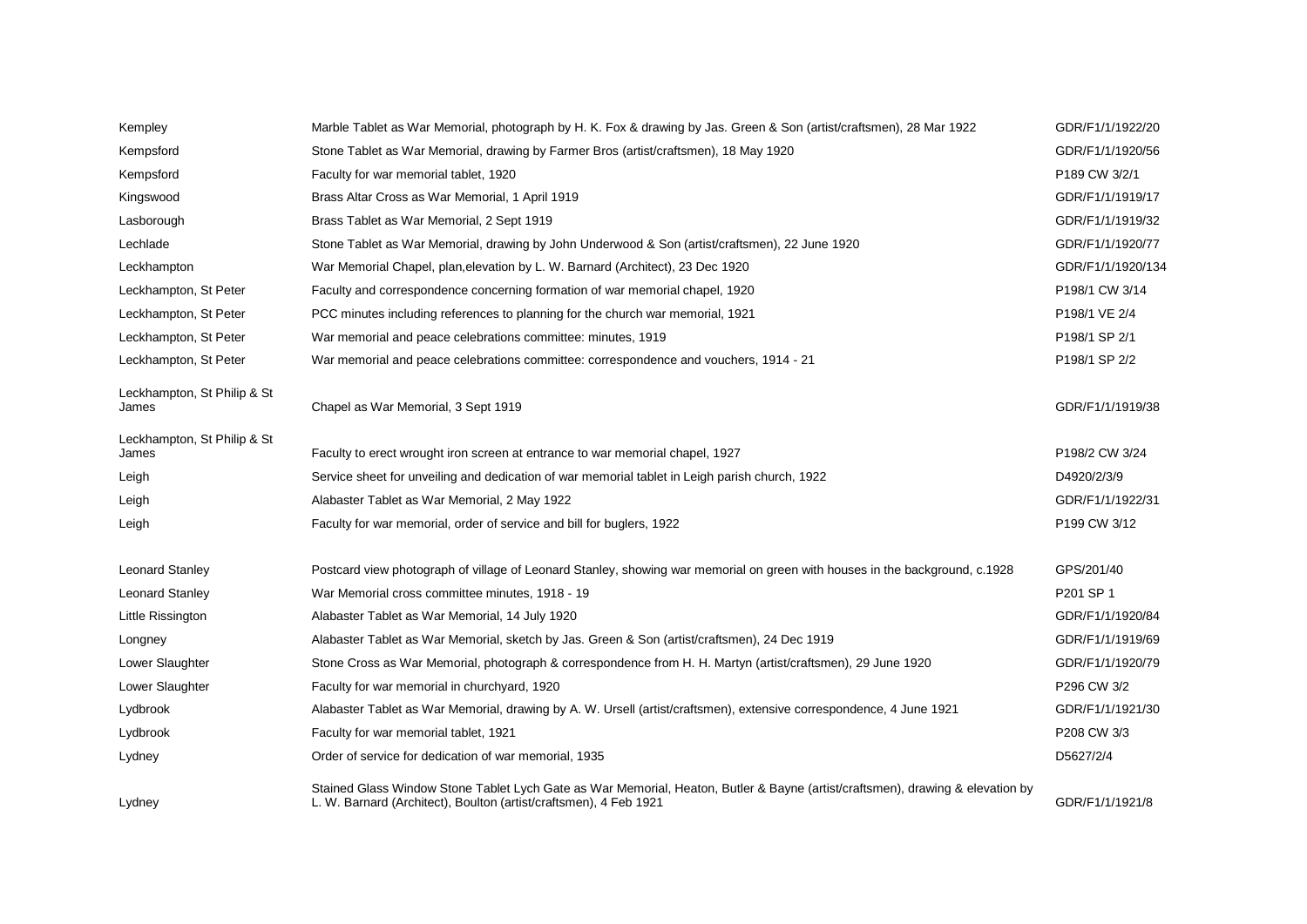| | | |
|---|---|---|
| Kempley | Marble Tablet as War Memorial, photograph by H. K. Fox & drawing by Jas. Green & Son (artist/craftsmen), 28 Mar 1922 | GDR/F1/1/1922/20 |
| Kempsford | Stone Tablet as War Memorial, drawing by Farmer Bros (artist/craftsmen), 18 May 1920 | GDR/F1/1/1920/56 |
| Kempsford | Faculty for war memorial tablet, 1920 | P189 CW 3/2/1 |
| Kingswood | Brass Altar Cross as War Memorial, 1 April 1919 | GDR/F1/1/1919/17 |
| Lasborough | Brass Tablet as War Memorial, 2 Sept 1919 | GDR/F1/1/1919/32 |
| Lechlade | Stone Tablet as War Memorial, drawing by John Underwood & Son (artist/craftsmen), 22 June 1920 | GDR/F1/1/1920/77 |
| Leckhampton | War Memorial Chapel, plan,elevation by L. W. Barnard (Architect), 23 Dec 1920 | GDR/F1/1/1920/134 |
| Leckhampton, St Peter | Faculty and correspondence concerning formation of war memorial chapel, 1920 | P198/1 CW 3/14 |
| Leckhampton, St Peter | PCC minutes including references to planning for the church war memorial, 1921 | P198/1 VE 2/4 |
| Leckhampton, St Peter | War memorial and peace celebrations committee: minutes, 1919 | P198/1 SP 2/1 |
| Leckhampton, St Peter | War memorial and peace celebrations committee: correspondence and vouchers, 1914 - 21 | P198/1 SP 2/2 |
| Leckhampton, St Philip & St James | Chapel as War Memorial, 3 Sept 1919 | GDR/F1/1/1919/38 |
| Leckhampton, St Philip & St James | Faculty to erect wrought iron screen at entrance to war memorial chapel, 1927 | P198/2 CW 3/24 |
| Leigh | Service sheet for unveiling and dedication of war memorial tablet in Leigh parish church, 1922 | D4920/2/3/9 |
| Leigh | Alabaster Tablet as War Memorial, 2 May 1922 | GDR/F1/1/1922/31 |
| Leigh | Faculty for war memorial, order of service and bill for buglers, 1922 | P199 CW 3/12 |
| Leonard Stanley | Postcard view photograph of village of Leonard Stanley, showing war memorial on green with houses in the background, c.1928 | GPS/201/40 |
| Leonard Stanley | War Memorial cross committee minutes, 1918 - 19 | P201 SP 1 |
| Little Rissington | Alabaster Tablet as War Memorial, 14 July 1920 | GDR/F1/1/1920/84 |
| Longney | Alabaster Tablet as War Memorial, sketch by Jas. Green & Son (artist/craftsmen), 24 Dec 1919 | GDR/F1/1/1919/69 |
| Lower Slaughter | Stone Cross as War Memorial, photograph & correspondence from H. H. Martyn (artist/craftsmen), 29 June 1920 | GDR/F1/1/1920/79 |
| Lower Slaughter | Faculty for war memorial in churchyard, 1920 | P296 CW 3/2 |
| Lydbrook | Alabaster Tablet as War Memorial, drawing by A. W. Ursell (artist/craftsmen), extensive correspondence, 4 June 1921 | GDR/F1/1/1921/30 |
| Lydbrook | Faculty for war memorial tablet, 1921 | P208 CW 3/3 |
| Lydney | Order of service for dedication of war memorial, 1935 | D5627/2/4 |
| Lydney | Stained Glass Window Stone Tablet Lych Gate as War Memorial, Heaton, Butler & Bayne (artist/craftsmen), drawing & elevation by L. W. Barnard (Architect), Boulton (artist/craftsmen), 4 Feb 1921 | GDR/F1/1/1921/8 |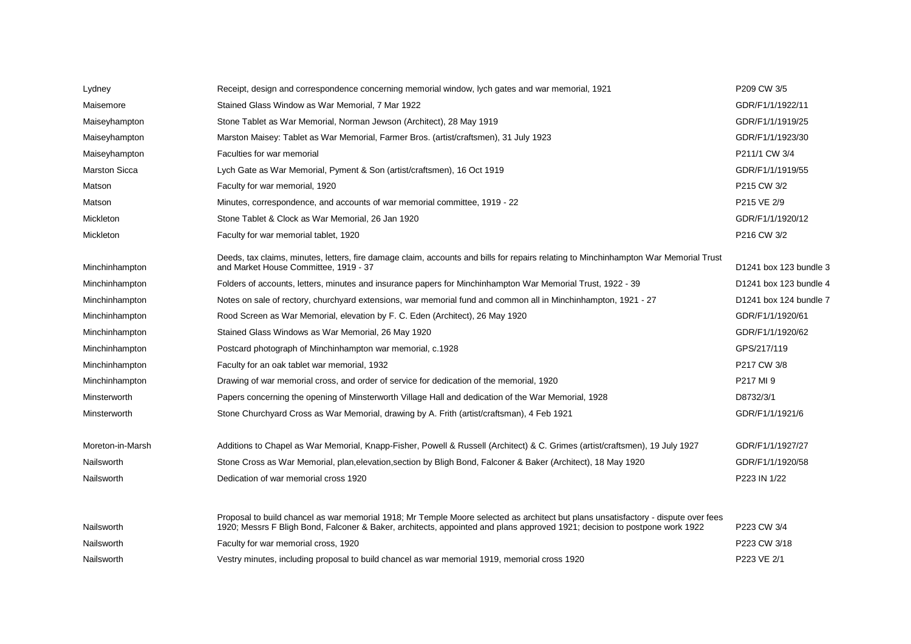| | | |
|---|---|---|
| Lydney | Receipt, design and correspondence concerning memorial window, lych gates and war memorial, 1921 | P209 CW 3/5 |
| Maisemore | Stained Glass Window as War Memorial, 7 Mar 1922 | GDR/F1/1/1922/11 |
| Maiseyhampton | Stone Tablet as War Memorial, Norman Jewson (Architect), 28 May 1919 | GDR/F1/1/1919/25 |
| Maiseyhampton | Marston Maisey: Tablet as War Memorial, Farmer Bros. (artist/craftsmen), 31 July 1923 | GDR/F1/1/1923/30 |
| Maiseyhampton | Faculties for war memorial | P211/1 CW 3/4 |
| Marston Sicca | Lych Gate as War Memorial, Pyment & Son (artist/craftsmen), 16 Oct 1919 | GDR/F1/1/1919/55 |
| Matson | Faculty for war memorial, 1920 | P215 CW 3/2 |
| Matson | Minutes, correspondence, and accounts of war memorial committee, 1919 - 22 | P215 VE 2/9 |
| Mickleton | Stone Tablet & Clock as War Memorial, 26 Jan 1920 | GDR/F1/1/1920/12 |
| Mickleton | Faculty for war memorial tablet, 1920 | P216 CW 3/2 |
| Minchinhampton | Deeds, tax claims, minutes, letters, fire damage claim, accounts and bills for repairs relating to Minchinhampton War Memorial Trust and Market House Committee, 1919 - 37 | D1241 box 123 bundle 3 |
| Minchinhampton | Folders of accounts, letters, minutes and insurance papers for Minchinhampton War Memorial Trust, 1922 - 39 | D1241 box 123 bundle 4 |
| Minchinhampton | Notes on sale of rectory, churchyard extensions, war memorial fund and common all in Minchinhampton, 1921 - 27 | D1241 box 124 bundle 7 |
| Minchinhampton | Rood Screen as War Memorial, elevation by F. C. Eden (Architect), 26 May 1920 | GDR/F1/1/1920/61 |
| Minchinhampton | Stained Glass Windows as War Memorial, 26 May 1920 | GDR/F1/1/1920/62 |
| Minchinhampton | Postcard photograph of Minchinhampton war memorial, c.1928 | GPS/217/119 |
| Minchinhampton | Faculty for an oak tablet war memorial, 1932 | P217 CW 3/8 |
| Minchinhampton | Drawing of war memorial cross, and order of service for dedication of the memorial, 1920 | P217 MI 9 |
| Minsterworth | Papers concerning the opening of Minsterworth Village Hall and dedication of the War Memorial, 1928 | D8732/3/1 |
| Minsterworth | Stone Churchyard Cross as War Memorial, drawing by A. Frith (artist/craftsman), 4 Feb 1921 | GDR/F1/1/1921/6 |
| Moreton-in-Marsh | Additions to Chapel as War Memorial, Knapp-Fisher, Powell & Russell (Architect) & C. Grimes (artist/craftsmen), 19 July 1927 | GDR/F1/1/1927/27 |
| Nailsworth | Stone Cross as War Memorial, plan,elevation,section by Bligh Bond, Falconer & Baker (Architect), 18 May 1920 | GDR/F1/1/1920/58 |
| Nailsworth | Dedication of war memorial cross 1920 | P223 IN 1/22 |
| Nailsworth | Proposal to build chancel as war memorial 1918; Mr Temple Moore selected as architect but plans unsatisfactory - dispute over fees 1920; Messrs F Bligh Bond, Falconer & Baker, architects, appointed and plans approved 1921; decision to postpone work 1922 | P223 CW 3/4 |
| Nailsworth | Faculty for war memorial cross, 1920 | P223 CW 3/18 |
| Nailsworth | Vestry minutes, including proposal to build chancel as war memorial 1919, memorial cross 1920 | P223 VE 2/1 |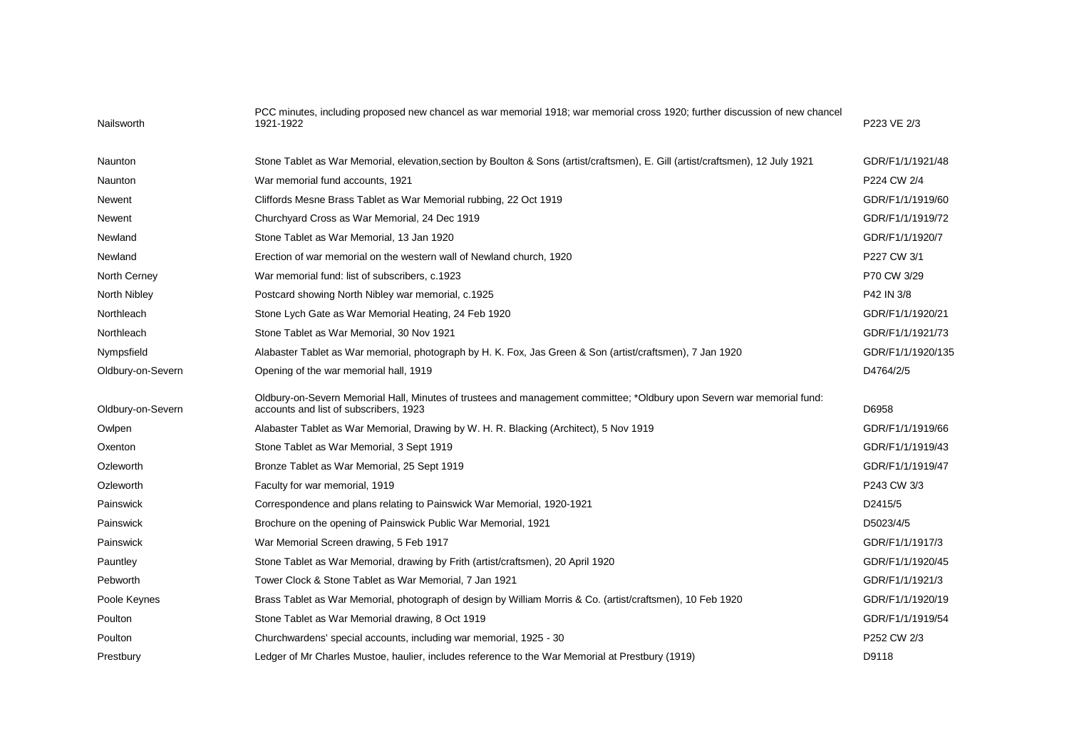| | | |
|---|---|---|
| Nailsworth | PCC minutes, including proposed new chancel as war memorial 1918; war memorial cross 1920; further discussion of new chancel 1921-1922 | P223 VE 2/3 |
| Naunton | Stone Tablet as War Memorial, elevation,section by Boulton & Sons (artist/craftsmen), E. Gill (artist/craftsmen), 12 July 1921 | GDR/F1/1/1921/48 |
| Naunton | War memorial fund accounts, 1921 | P224 CW 2/4 |
| Newent | Cliffords Mesne Brass Tablet as War Memorial rubbing, 22 Oct 1919 | GDR/F1/1/1919/60 |
| Newent | Churchyard Cross as War Memorial, 24 Dec 1919 | GDR/F1/1/1919/72 |
| Newland | Stone Tablet as War Memorial, 13 Jan 1920 | GDR/F1/1/1920/7 |
| Newland | Erection of war memorial on the western wall of Newland church, 1920 | P227 CW 3/1 |
| North Cerney | War memorial fund: list of subscribers, c.1923 | P70 CW 3/29 |
| North Nibley | Postcard showing North Nibley war memorial, c.1925 | P42 IN 3/8 |
| Northleach | Stone Lych Gate as War Memorial Heating, 24 Feb 1920 | GDR/F1/1/1920/21 |
| Northleach | Stone Tablet as War Memorial, 30 Nov 1921 | GDR/F1/1/1921/73 |
| Nympsfield | Alabaster Tablet as War memorial, photograph by H. K. Fox, Jas Green & Son (artist/craftsmen), 7 Jan 1920 | GDR/F1/1/1920/135 |
| Oldbury-on-Severn | Opening of the war memorial hall, 1919 | D4764/2/5 |
| Oldbury-on-Severn | Oldbury-on-Severn Memorial Hall, Minutes of trustees and management committee; *Oldbury upon Severn war memorial fund: accounts and list of subscribers, 1923 | D6958 |
| Owlpen | Alabaster Tablet as War Memorial, Drawing by W. H. R. Blacking (Architect), 5 Nov 1919 | GDR/F1/1/1919/66 |
| Oxenton | Stone Tablet as War Memorial, 3 Sept 1919 | GDR/F1/1/1919/43 |
| Ozleworth | Bronze Tablet as War Memorial, 25 Sept 1919 | GDR/F1/1/1919/47 |
| Ozleworth | Faculty for war memorial, 1919 | P243 CW 3/3 |
| Painswick | Correspondence and plans relating to Painswick War Memorial, 1920-1921 | D2415/5 |
| Painswick | Brochure on the opening of Painswick Public War Memorial, 1921 | D5023/4/5 |
| Painswick | War Memorial Screen drawing, 5 Feb 1917 | GDR/F1/1/1917/3 |
| Pauntley | Stone Tablet as War Memorial, drawing by Frith (artist/craftsmen), 20 April 1920 | GDR/F1/1/1920/45 |
| Pebworth | Tower Clock & Stone Tablet as War Memorial, 7 Jan 1921 | GDR/F1/1/1921/3 |
| Poole Keynes | Brass Tablet as War Memorial, photograph of design by William Morris & Co. (artist/craftsmen), 10 Feb 1920 | GDR/F1/1/1920/19 |
| Poulton | Stone Tablet as War Memorial drawing, 8 Oct 1919 | GDR/F1/1/1919/54 |
| Poulton | Churchwardens' special accounts, including war memorial, 1925 - 30 | P252 CW 2/3 |
| Prestbury | Ledger of Mr Charles Mustoe, haulier, includes reference to the War Memorial at Prestbury (1919) | D9118 |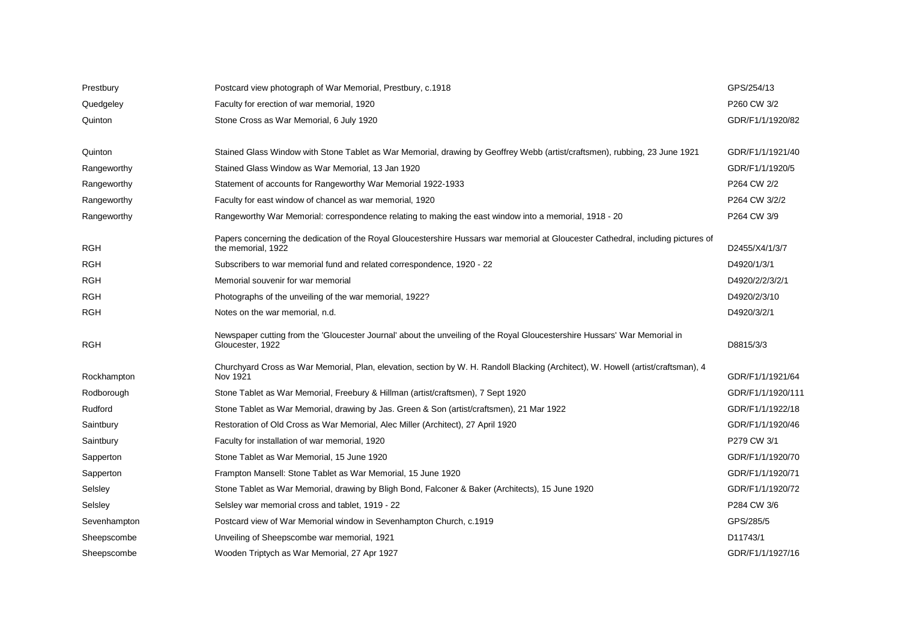| | | |
|---|---|---|
| Prestbury | Postcard view photograph of War Memorial, Prestbury, c.1918 | GPS/254/13 |
| Quedgeley | Faculty for erection of war memorial, 1920 | P260 CW 3/2 |
| Quinton | Stone Cross as War Memorial, 6 July 1920 | GDR/F1/1/1920/82 |
| Quinton | Stained Glass Window with Stone Tablet as War Memorial, drawing by Geoffrey Webb (artist/craftsmen), rubbing, 23 June 1921 | GDR/F1/1/1921/40 |
| Rangeworthy | Stained Glass Window as War Memorial, 13 Jan 1920 | GDR/F1/1/1920/5 |
| Rangeworthy | Statement of accounts for Rangeworthy War Memorial 1922-1933 | P264 CW 2/2 |
| Rangeworthy | Faculty for east window of chancel as war memorial, 1920 | P264 CW 3/2/2 |
| Rangeworthy | Rangeworthy War Memorial: correspondence relating to making the east window into a memorial, 1918 - 20 | P264 CW 3/9 |
| RGH | Papers concerning the dedication of the Royal Gloucestershire Hussars war memorial at Gloucester Cathedral, including pictures of the memorial, 1922 | D2455/X4/1/3/7 |
| RGH | Subscribers to war memorial fund and related correspondence, 1920 - 22 | D4920/1/3/1 |
| RGH | Memorial souvenir for war memorial | D4920/2/2/3/2/1 |
| RGH | Photographs of the unveiling of the war memorial, 1922? | D4920/2/3/10 |
| RGH | Notes on the war memorial, n.d. | D4920/3/2/1 |
| RGH | Newspaper cutting from the 'Gloucester Journal' about the unveiling of the Royal Gloucestershire Hussars' War Memorial in Gloucester, 1922 | D8815/3/3 |
| Rockhampton | Churchyard Cross as War Memorial, Plan, elevation, section by W. H. Randoll Blacking (Architect), W. Howell (artist/craftsman), 4 Nov 1921 | GDR/F1/1/1921/64 |
| Rodborough | Stone Tablet as War Memorial, Freebury & Hillman (artist/craftsmen), 7 Sept 1920 | GDR/F1/1/1920/111 |
| Rudford | Stone Tablet as War Memorial, drawing by Jas. Green & Son (artist/craftsmen), 21 Mar 1922 | GDR/F1/1/1922/18 |
| Saintbury | Restoration of Old Cross as War Memorial, Alec Miller (Architect), 27 April 1920 | GDR/F1/1/1920/46 |
| Saintbury | Faculty for installation of war memorial, 1920 | P279 CW 3/1 |
| Sapperton | Stone Tablet as War Memorial, 15 June 1920 | GDR/F1/1/1920/70 |
| Sapperton | Frampton Mansell: Stone Tablet as War Memorial, 15 June 1920 | GDR/F1/1/1920/71 |
| Selsley | Stone Tablet as War Memorial, drawing by Bligh Bond, Falconer & Baker (Architects), 15 June 1920 | GDR/F1/1/1920/72 |
| Selsley | Selsley war memorial cross and tablet, 1919 - 22 | P284 CW 3/6 |
| Sevenhampton | Postcard view of War Memorial window in Sevenhampton Church, c.1919 | GPS/285/5 |
| Sheepscombe | Unveiling of Sheepscombe war memorial, 1921 | D11743/1 |
| Sheepscombe | Wooden Triptych as War Memorial, 27 Apr 1927 | GDR/F1/1/1927/16 |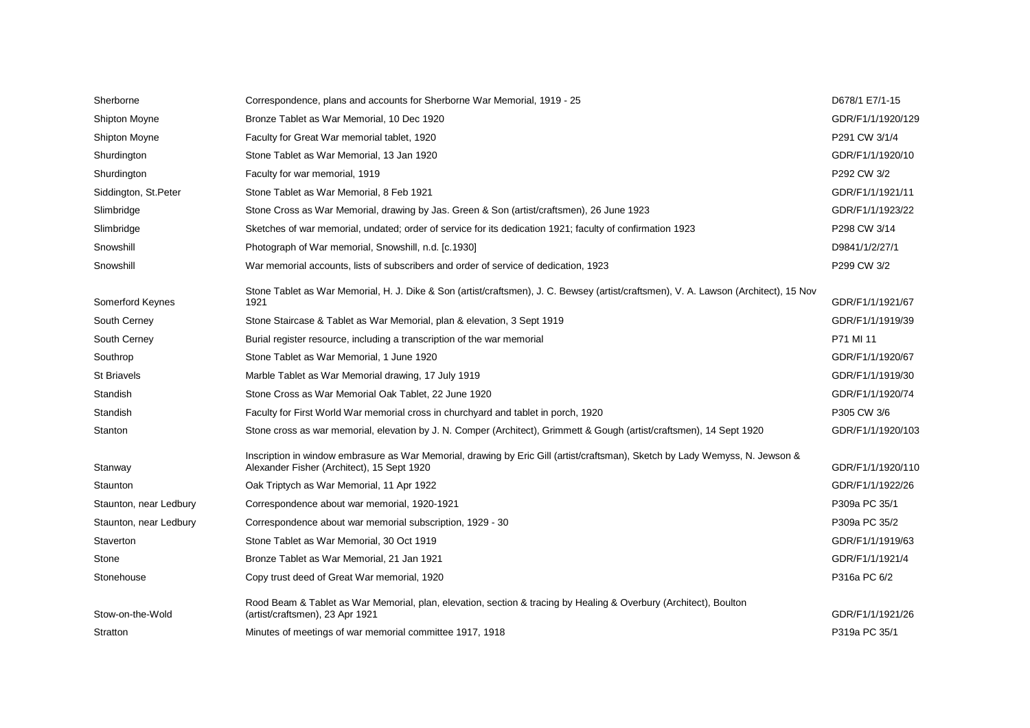| | | |
|---|---|---|
| Sherborne | Correspondence, plans and accounts for Sherborne War Memorial, 1919 - 25 | D678/1 E7/1-15 |
| Shipton Moyne | Bronze Tablet as War Memorial, 10 Dec 1920 | GDR/F1/1/1920/129 |
| Shipton Moyne | Faculty for Great War memorial tablet, 1920 | P291 CW 3/1/4 |
| Shurdington | Stone Tablet as War Memorial, 13 Jan 1920 | GDR/F1/1/1920/10 |
| Shurdington | Faculty for war memorial, 1919 | P292 CW 3/2 |
| Siddington, St.Peter | Stone Tablet as War Memorial, 8 Feb 1921 | GDR/F1/1/1921/11 |
| Slimbridge | Stone Cross as War Memorial, drawing by Jas. Green & Son (artist/craftsmen), 26 June 1923 | GDR/F1/1/1923/22 |
| Slimbridge | Sketches of war memorial, undated; order of service for its dedication 1921; faculty of confirmation 1923 | P298 CW 3/14 |
| Snowshill | Photograph of War memorial, Snowshill, n.d. [c.1930] | D9841/1/2/27/1 |
| Snowshill | War memorial accounts, lists of subscribers and order of service of dedication, 1923 | P299 CW 3/2 |
| Somerford Keynes | Stone Tablet as War Memorial, H. J. Dike & Son (artist/craftsmen), J. C. Bewsey (artist/craftsmen), V. A. Lawson (Architect), 15 Nov 1921 | GDR/F1/1/1921/67 |
| South Cerney | Stone Staircase & Tablet as War Memorial, plan & elevation, 3 Sept 1919 | GDR/F1/1/1919/39 |
| South Cerney | Burial register resource, including a transcription of the war memorial | P71 MI 11 |
| Southrop | Stone Tablet as War Memorial, 1 June 1920 | GDR/F1/1/1920/67 |
| St Briavels | Marble Tablet as War Memorial drawing, 17 July 1919 | GDR/F1/1/1919/30 |
| Standish | Stone Cross as War Memorial Oak Tablet, 22 June 1920 | GDR/F1/1/1920/74 |
| Standish | Faculty for First World War memorial cross in churchyard and tablet in porch, 1920 | P305 CW 3/6 |
| Stanton | Stone cross as war memorial, elevation by J. N. Comper (Architect), Grimmett & Gough (artist/craftsmen), 14 Sept 1920 | GDR/F1/1/1920/103 |
| Stanway | Inscription in window embrasure as War Memorial, drawing by Eric Gill (artist/craftsman), Sketch by Lady Wemyss, N. Jewson & Alexander Fisher (Architect), 15 Sept 1920 | GDR/F1/1/1920/110 |
| Staunton | Oak Triptych as War Memorial, 11 Apr 1922 | GDR/F1/1/1922/26 |
| Staunton, near Ledbury | Correspondence about war memorial, 1920-1921 | P309a PC 35/1 |
| Staunton, near Ledbury | Correspondence about war memorial subscription, 1929 - 30 | P309a PC 35/2 |
| Staverton | Stone Tablet as War Memorial, 30 Oct 1919 | GDR/F1/1/1919/63 |
| Stone | Bronze Tablet as War Memorial, 21 Jan 1921 | GDR/F1/1/1921/4 |
| Stonehouse | Copy trust deed of Great War memorial, 1920 | P316a PC 6/2 |
| Stow-on-the-Wold | Rood Beam & Tablet as War Memorial, plan, elevation, section & tracing by Healing & Overbury (Architect), Boulton (artist/craftsmen), 23 Apr 1921 | GDR/F1/1/1921/26 |
| Stratton | Minutes of meetings of war memorial committee 1917, 1918 | P319a PC 35/1 |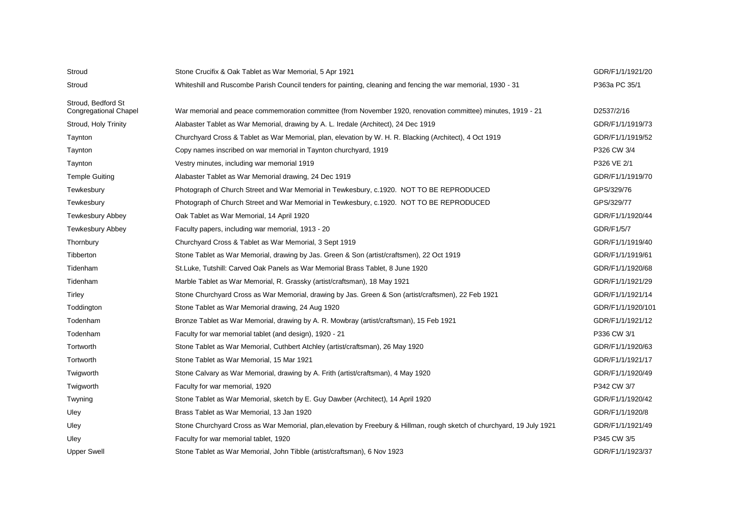| | | |
|---|---|---|
| Stroud | Stone Crucifix & Oak Tablet as War Memorial, 5 Apr 1921 | GDR/F1/1/1921/20 |
| Stroud | Whiteshill and Ruscombe Parish Council tenders for painting, cleaning and fencing the war memorial, 1930 - 31 | P363a PC 35/1 |
| Stroud, Bedford St Congregational Chapel | War memorial and peace commemoration committee (from November 1920, renovation committee) minutes, 1919 - 21 | D2537/2/16 |
| Stroud, Holy Trinity | Alabaster Tablet as War Memorial, drawing by A. L. Iredale (Architect), 24 Dec 1919 | GDR/F1/1/1919/73 |
| Taynton | Churchyard Cross & Tablet as War Memorial, plan, elevation by W. H. R. Blacking (Architect), 4 Oct 1919 | GDR/F1/1/1919/52 |
| Taynton | Copy names inscribed on war memorial in Taynton churchyard, 1919 | P326 CW 3/4 |
| Taynton | Vestry minutes, including war memorial 1919 | P326 VE 2/1 |
| Temple Guiting | Alabaster Tablet as War Memorial drawing, 24 Dec 1919 | GDR/F1/1/1919/70 |
| Tewkesbury | Photograph of Church Street and War Memorial in Tewkesbury, c.1920. NOT TO BE REPRODUCED | GPS/329/76 |
| Tewkesbury | Photograph of Church Street and War Memorial in Tewkesbury, c.1920. NOT TO BE REPRODUCED | GPS/329/77 |
| Tewkesbury Abbey | Oak Tablet as War Memorial, 14 April 1920 | GDR/F1/1/1920/44 |
| Tewkesbury Abbey | Faculty papers, including war memorial, 1913 - 20 | GDR/F1/5/7 |
| Thornbury | Churchyard Cross & Tablet as War Memorial, 3 Sept 1919 | GDR/F1/1/1919/40 |
| Tibberton | Stone Tablet as War Memorial, drawing by Jas. Green & Son (artist/craftsmen), 22 Oct 1919 | GDR/F1/1/1919/61 |
| Tidenham | St.Luke, Tutshill: Carved Oak Panels as War Memorial Brass Tablet, 8 June 1920 | GDR/F1/1/1920/68 |
| Tidenham | Marble Tablet as War Memorial, R. Grassky (artist/craftsman), 18 May 1921 | GDR/F1/1/1921/29 |
| Tirley | Stone Churchyard Cross as War Memorial, drawing by Jas. Green & Son (artist/craftsmen), 22 Feb 1921 | GDR/F1/1/1921/14 |
| Toddington | Stone Tablet as War Memorial drawing, 24 Aug 1920 | GDR/F1/1/1920/101 |
| Todenham | Bronze Tablet as War Memorial, drawing by A. R. Mowbray (artist/craftsman), 15 Feb 1921 | GDR/F1/1/1921/12 |
| Todenham | Faculty for war memorial tablet (and design), 1920 - 21 | P336 CW 3/1 |
| Tortworth | Stone Tablet as War Memorial, Cuthbert Atchley (artist/craftsman), 26 May 1920 | GDR/F1/1/1920/63 |
| Tortworth | Stone Tablet as War Memorial, 15 Mar 1921 | GDR/F1/1/1921/17 |
| Twigworth | Stone Calvary as War Memorial, drawing by A. Frith (artist/craftsman), 4 May 1920 | GDR/F1/1/1920/49 |
| Twigworth | Faculty for war memorial, 1920 | P342 CW 3/7 |
| Twyning | Stone Tablet as War Memorial, sketch by E. Guy Dawber (Architect), 14 April 1920 | GDR/F1/1/1920/42 |
| Uley | Brass Tablet as War Memorial, 13 Jan 1920 | GDR/F1/1/1920/8 |
| Uley | Stone Churchyard Cross as War Memorial, plan,elevation by Freebury & Hillman, rough sketch of churchyard, 19 July 1921 | GDR/F1/1/1921/49 |
| Uley | Faculty for war memorial tablet, 1920 | P345 CW 3/5 |
| Upper Swell | Stone Tablet as War Memorial, John Tibble (artist/craftsman), 6 Nov 1923 | GDR/F1/1/1923/37 |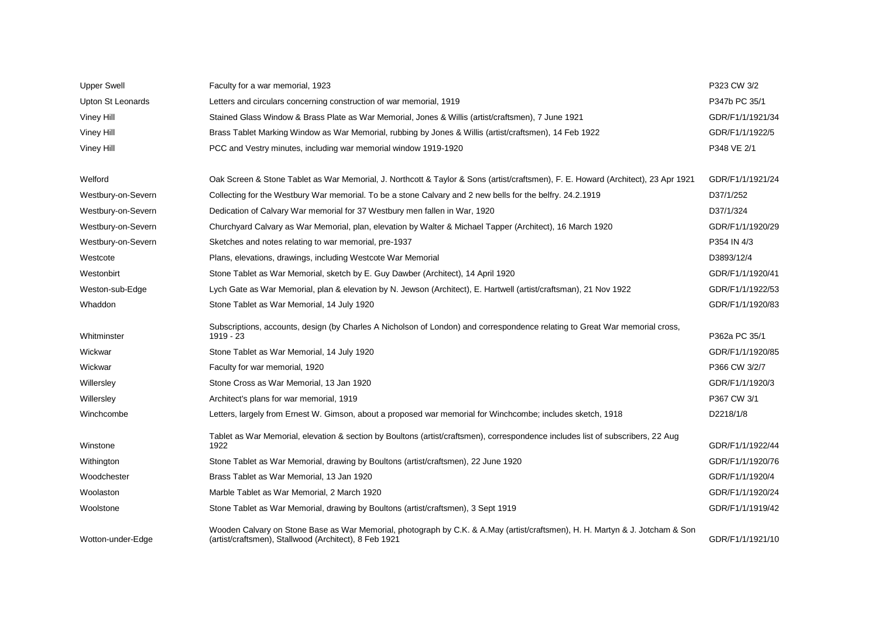| | | |
|---|---|---|
| Upper Swell | Faculty for a war memorial, 1923 | P323 CW 3/2 |
| Upton St Leonards | Letters and circulars concerning construction of war memorial, 1919 | P347b PC 35/1 |
| Viney Hill | Stained Glass Window & Brass Plate as War Memorial, Jones & Willis (artist/craftsmen), 7 June 1921 | GDR/F1/1/1921/34 |
| Viney Hill | Brass Tablet Marking Window as War Memorial, rubbing by Jones & Willis (artist/craftsmen), 14 Feb 1922 | GDR/F1/1/1922/5 |
| Viney Hill | PCC and Vestry minutes, including war memorial window 1919-1920 | P348 VE 2/1 |
| Welford | Oak Screen & Stone Tablet as War Memorial, J. Northcott & Taylor & Sons (artist/craftsmen), F. E. Howard (Architect), 23 Apr 1921 | GDR/F1/1/1921/24 |
| Westbury-on-Severn | Collecting for the Westbury War memorial. To be a stone Calvary and 2 new bells for the belfry. 24.2.1919 | D37/1/252 |
| Westbury-on-Severn | Dedication of Calvary War memorial for 37 Westbury men fallen in War, 1920 | D37/1/324 |
| Westbury-on-Severn | Churchyard Calvary as War Memorial, plan, elevation by Walter & Michael Tapper (Architect), 16 March 1920 | GDR/F1/1/1920/29 |
| Westbury-on-Severn | Sketches and notes relating to war memorial, pre-1937 | P354 IN 4/3 |
| Westcote | Plans, elevations, drawings, including Westcote War Memorial | D3893/12/4 |
| Westonbirt | Stone Tablet as War Memorial, sketch by E. Guy Dawber (Architect), 14 April 1920 | GDR/F1/1/1920/41 |
| Weston-sub-Edge | Lych Gate as War Memorial, plan & elevation by N. Jewson (Architect), E. Hartwell (artist/craftsman), 21 Nov 1922 | GDR/F1/1/1922/53 |
| Whaddon | Stone Tablet as War Memorial, 14 July 1920 | GDR/F1/1/1920/83 |
| Whitminster | Subscriptions, accounts, design (by Charles A Nicholson of London) and correspondence relating to Great War memorial cross, 1919 - 23 | P362a PC 35/1 |
| Wickwar | Stone Tablet as War Memorial, 14 July 1920 | GDR/F1/1/1920/85 |
| Wickwar | Faculty for war memorial, 1920 | P366 CW 3/2/7 |
| Willersley | Stone Cross as War Memorial, 13 Jan 1920 | GDR/F1/1/1920/3 |
| Willersley | Architect's plans for war memorial, 1919 | P367 CW 3/1 |
| Winchcombe | Letters, largely from Ernest W. Gimson, about a proposed war memorial for Winchcombe; includes sketch, 1918 | D2218/1/8 |
| Winstone | Tablet as War Memorial, elevation & section by Boultons (artist/craftsmen), correspondence includes list of subscribers, 22 Aug 1922 | GDR/F1/1/1922/44 |
| Withington | Stone Tablet as War Memorial, drawing by Boultons (artist/craftsmen), 22 June 1920 | GDR/F1/1/1920/76 |
| Woodchester | Brass Tablet as War Memorial, 13 Jan 1920 | GDR/F1/1/1920/4 |
| Woolaston | Marble Tablet as War Memorial, 2 March 1920 | GDR/F1/1/1920/24 |
| Woolstone | Stone Tablet as War Memorial, drawing by Boultons (artist/craftsmen), 3 Sept 1919 | GDR/F1/1/1919/42 |
| Wotton-under-Edge | Wooden Calvary on Stone Base as War Memorial, photograph by C.K. & A.May (artist/craftsmen), H. H. Martyn & J. Jotcham & Son (artist/craftsmen), Stallwood (Architect), 8 Feb 1921 | GDR/F1/1/1921/10 |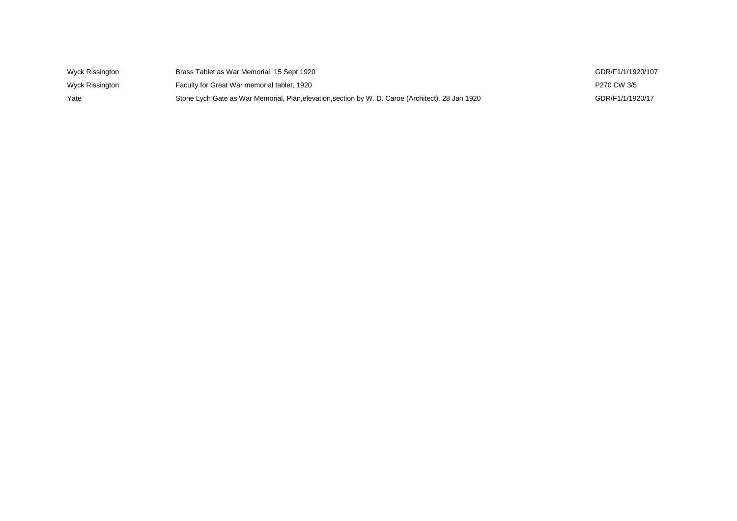| | | |
|---|---|---|
| Wyck Rissington | Brass Tablet as War Memorial, 15 Sept 1920 | GDR/F1/1/1920/107 |
| Wyck Rissington | Faculty for Great War memorial tablet, 1920 | P270 CW 3/5 |
| Yate | Stone Lych Gate as War Memorial, Plan,elevation,section by W. D. Caroe (Architect), 28 Jan 1920 | GDR/F1/1/1920/17 |